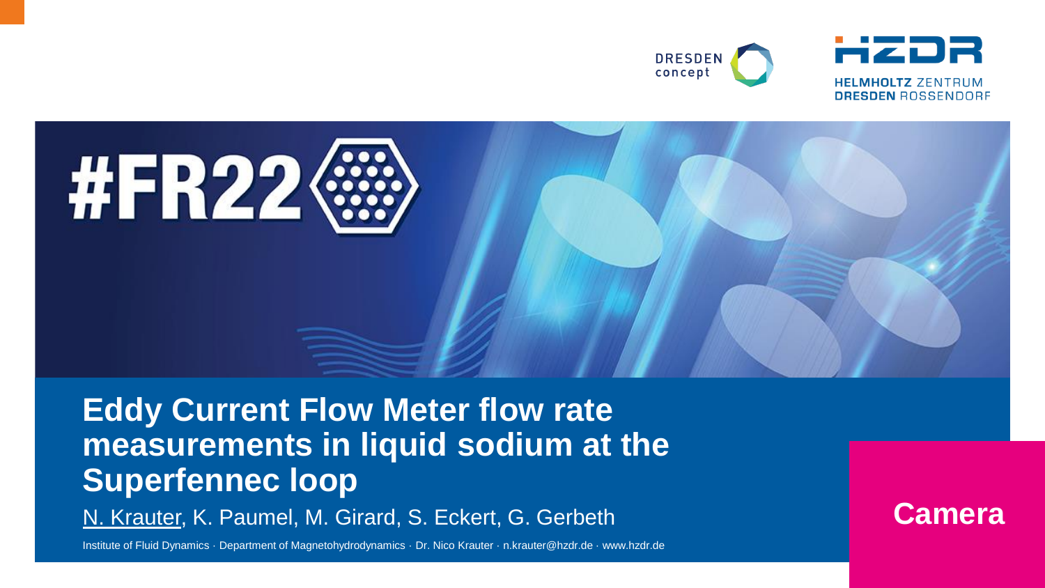DRESDEN concept

HZDR

HELMHOLTZ ZENTRUM DRESDEN ROSSENDORF

#FR22

# Eddy Current Flow Meter flow rate measurements in liquid sodium at the Superfennec loop

N. Krauter, K. Paumel, M. Girard, S. Eckert, G. Gerbeth

Institute of Fluid Dynamics · Department of Magnetohydrodynamics · Dr. Nico Krauter · n.krauter@hzdr.de · www.hzdr.de

Camera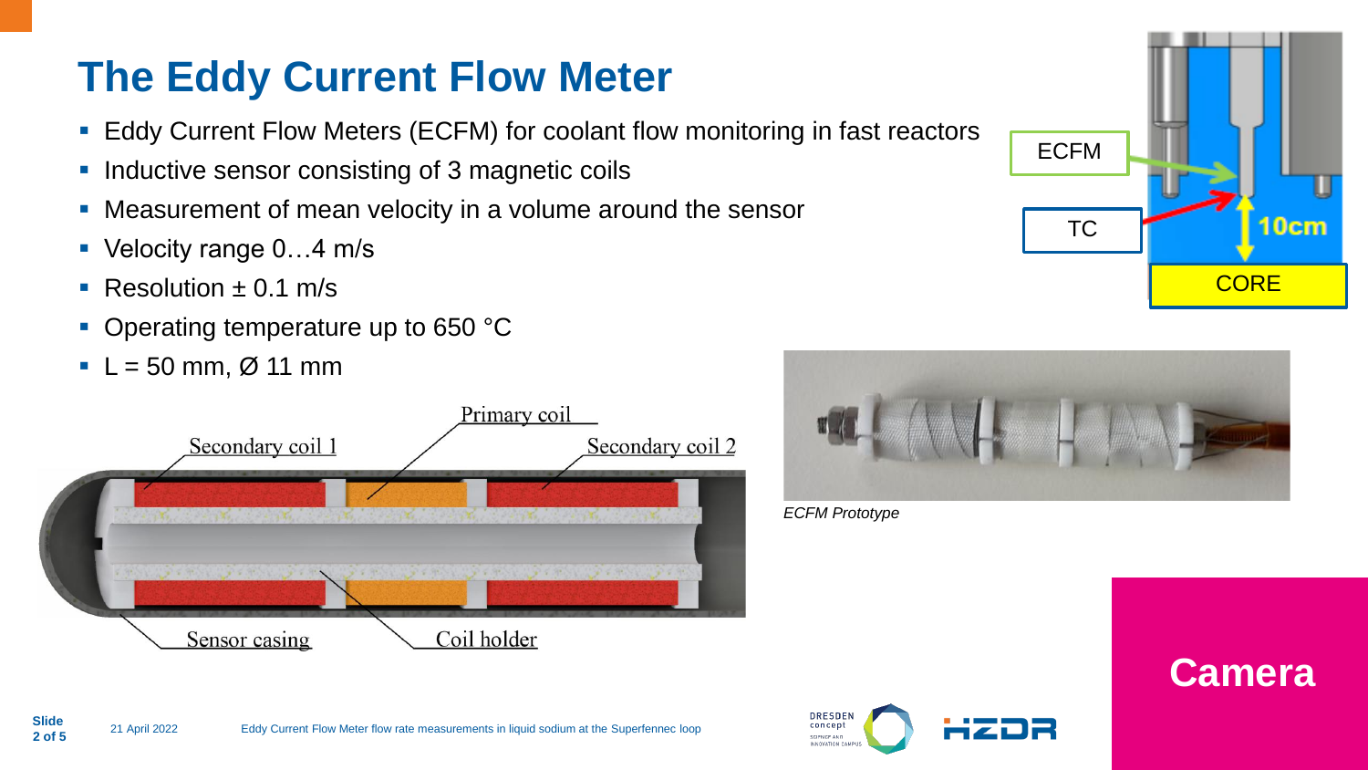# The Eddy Current Flow Meter

- Eddy Current Flow Meters (ECFM) for coolant flow monitoring in fast reactors
- Inductive sensor consisting of 3 magnetic coils
- Measurement of mean velocity in a volume around the sensor
- Velocity range 0…4 m/s
- Resolution ± 0.1 m/s
- Operating temperature up to 650 °C
- L = 50 mm, Ø 11 mm

ECFM

TC

10cm

CORE

Primary coil

Secondary coil 1

Secondary coil 2

Sensor casing

Coil holder

*ECFM Prototype*

**Camera**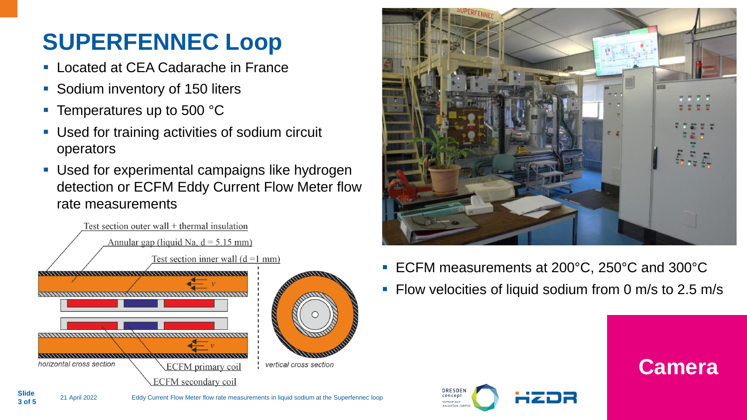# SUPERFENNEC Loop

- Located at CEA Cadarache in France
- Sodium inventory of 150 liters
- Temperatures up to 500 °C
- Used for training activities of sodium circuit operators
- Used for experimental campaigns like hydrogen detection or ECFM Eddy Current Flow Meter flow rate measurements

Test section outer wall + thermal insulation

Annular gap (liquid Na, d = 5.15 mm)

Test section inner wall (d =1 mm)

horizontal cross section

vertical cross section

ECFM primary coil

ECFM secondary coil

- ECFM measurements at 200°C, 250°C and 300°C
- Flow velocities of liquid sodium from 0 m/s to 2.5 m/s

**Camera**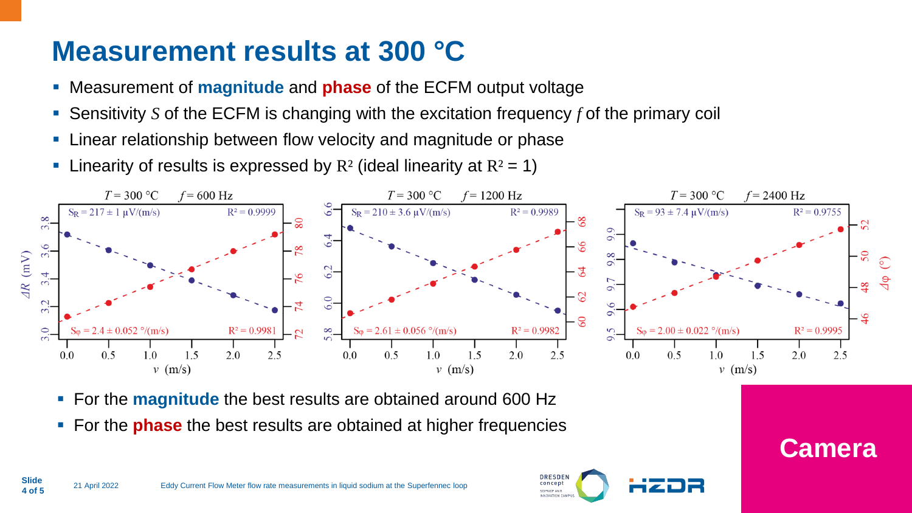# Measurement results at 300 °C

- Measurement of **magnitude** and **phase** of the ECFM output voltage
- Sensitivity $S$ of the ECFM is changing with the excitation frequency $f$ of the primary coil
- Linear relationship between flow velocity and magnitude or phase
- Linearity of results is expressed by $R^2$ (ideal linearity at $R^2 = 1$)

$T = 300$ °C, $f = 600$ Hz: $S_R = 217 \pm 1$ µV/(m/s), $R^2 = 0.9999$; $S_\varphi = 2.4 \pm 0.052$ °/(m/s), $R^2 = 0.9981$

$T = 300$ °C, $f = 1200$ Hz: $S_R = 210 \pm 3.6$ µV/(m/s), $R^2 = 0.9989$; $S_\varphi = 2.61 \pm 0.056$ °/(m/s), $R^2 = 0.9982$

$T = 300$ °C, $f = 2400$ Hz: $S_R = 93 \pm 7.4$ µV/(m/s), $R^2 = 0.9755$; $S_\varphi = 2.00 \pm 0.022$ °/(m/s), $R^2 = 0.9995$

- For the **magnitude** the best results are obtained around 600 Hz
- For the **phase** the best results are obtained at higher frequencies

Camera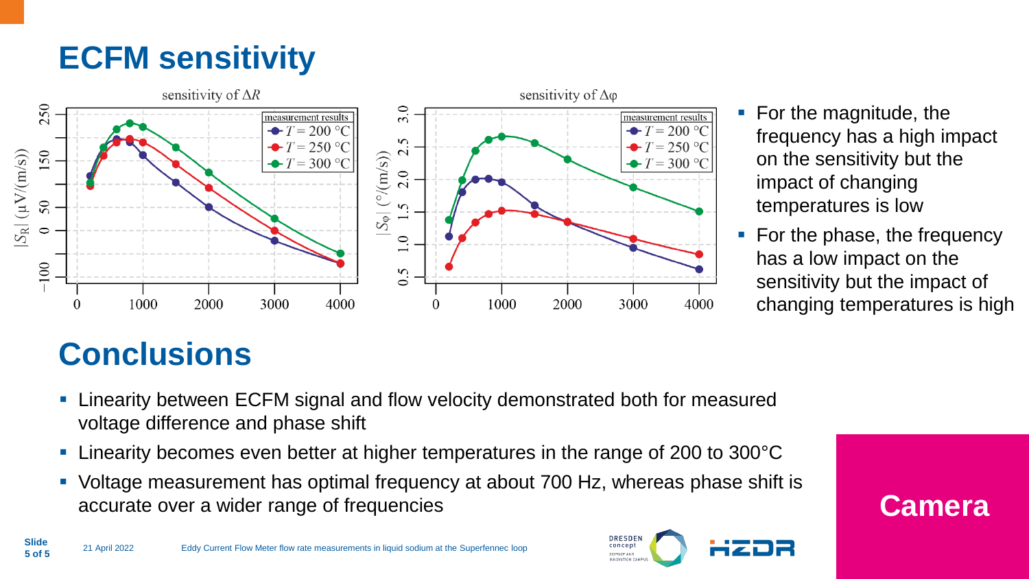# ECFM sensitivity

sensitivity of $\Delta R$

$|S_R|$ ($\mu$V/(m/s))

250
150
50
0
−100

0
1000
2000
3000
4000

measurement results
$T = 200$ °C
$T = 250$ °C
$T = 300$ °C

sensitivity of $\Delta\varphi$

$|S_\varphi|$ (°/(m/s))

3.0
2.5
2.0
1.5
1.0
0.5

0
1000
2000
3000
4000

measurement results
$T = 200$ °C
$T = 250$ °C
$T = 300$ °C

- For the magnitude, the frequency has a high impact on the sensitivity but the impact of changing temperatures is low
- For the phase, the frequency has a low impact on the sensitivity but the impact of changing temperatures is high

# Conclusions

- Linearity between ECFM signal and flow velocity demonstrated both for measured voltage difference and phase shift
- Linearity becomes even better at higher temperatures in the range of 200 to 300°C
- Voltage measurement has optimal frequency at about 700 Hz, whereas phase shift is accurate over a wider range of frequencies

**Camera**